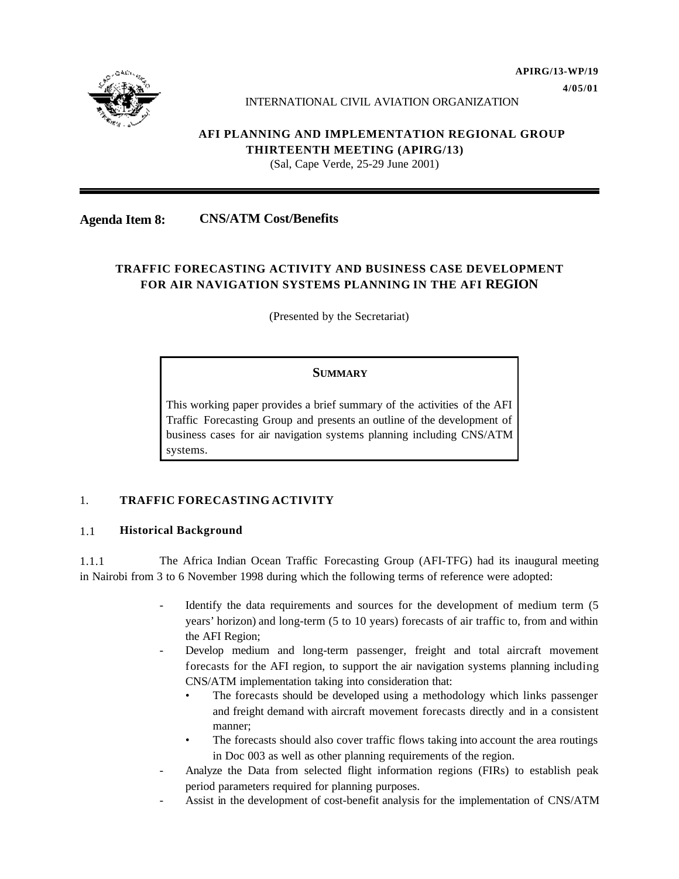APIRG/13-WP/19
4/05/01

INTERNATIONAL CIVIL AVIATION ORGANIZATION

**AFI PLANNING AND IMPLEMENTATION REGIONAL GROUP**
**THIRTEENTH MEETING (APIRG/13)**
(Sal, Cape Verde, 25-29 June 2001)

---

**Agenda Item 8: CNS/ATM Cost/Benefits**

## TRAFFIC FORECASTING ACTIVITY AND BUSINESS CASE DEVELOPMENT FOR AIR NAVIGATION SYSTEMS PLANNING IN THE AFI REGION

(Presented by the Secretariat)

> **SUMMARY**
>
> This working paper provides a brief summary of the activities of the AFI Traffic Forecasting Group and presents an outline of the development of business cases for air navigation systems planning including CNS/ATM systems.

## 1. TRAFFIC FORECASTING ACTIVITY

### 1.1 Historical Background

1.1.1 The Africa Indian Ocean Traffic Forecasting Group (AFI-TFG) had its inaugural meeting in Nairobi from 3 to 6 November 1998 during which the following terms of reference were adopted:

- Identify the data requirements and sources for the development of medium term (5 years' horizon) and long-term (5 to 10 years) forecasts of air traffic to, from and within the AFI Region;
- Develop medium and long-term passenger, freight and total aircraft movement forecasts for the AFI region, to support the air navigation systems planning including CNS/ATM implementation taking into consideration that:
  - The forecasts should be developed using a methodology which links passenger and freight demand with aircraft movement forecasts directly and in a consistent manner;
  - The forecasts should also cover traffic flows taking into account the area routings in Doc 003 as well as other planning requirements of the region.
- Analyze the Data from selected flight information regions (FIRs) to establish peak period parameters required for planning purposes.
- Assist in the development of cost-benefit analysis for the implementation of CNS/ATM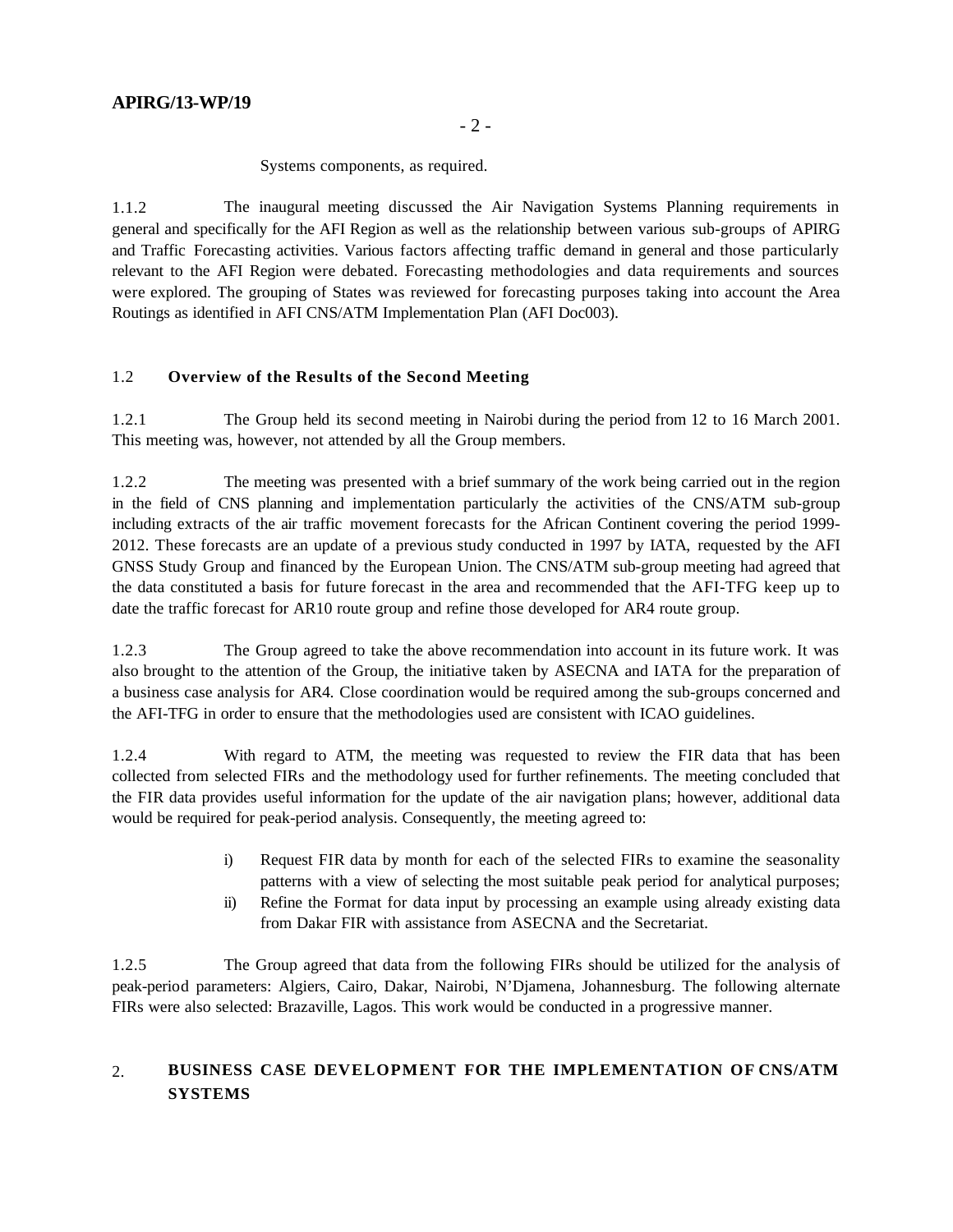Systems components, as required.

1.1.2 The inaugural meeting discussed the Air Navigation Systems Planning requirements in general and specifically for the AFI Region as well as the relationship between various sub-groups of APIRG and Traffic Forecasting activities. Various factors affecting traffic demand in general and those particularly relevant to the AFI Region were debated. Forecasting methodologies and data requirements and sources were explored. The grouping of States was reviewed for forecasting purposes taking into account the Area Routings as identified in AFI CNS/ATM Implementation Plan (AFI Doc003).

### 1.2 Overview of the Results of the Second Meeting

1.2.1 The Group held its second meeting in Nairobi during the period from 12 to 16 March 2001. This meeting was, however, not attended by all the Group members.

1.2.2 The meeting was presented with a brief summary of the work being carried out in the region in the field of CNS planning and implementation particularly the activities of the CNS/ATM sub-group including extracts of the air traffic movement forecasts for the African Continent covering the period 1999-2012. These forecasts are an update of a previous study conducted in 1997 by IATA, requested by the AFI GNSS Study Group and financed by the European Union. The CNS/ATM sub-group meeting had agreed that the data constituted a basis for future forecast in the area and recommended that the AFI-TFG keep up to date the traffic forecast for AR10 route group and refine those developed for AR4 route group.

1.2.3 The Group agreed to take the above recommendation into account in its future work. It was also brought to the attention of the Group, the initiative taken by ASECNA and IATA for the preparation of a business case analysis for AR4. Close coordination would be required among the sub-groups concerned and the AFI-TFG in order to ensure that the methodologies used are consistent with ICAO guidelines.

1.2.4 With regard to ATM, the meeting was requested to review the FIR data that has been collected from selected FIRs and the methodology used for further refinements. The meeting concluded that the FIR data provides useful information for the update of the air navigation plans; however, additional data would be required for peak-period analysis. Consequently, the meeting agreed to:

i) Request FIR data by month for each of the selected FIRs to examine the seasonality patterns with a view of selecting the most suitable peak period for analytical purposes;
ii) Refine the Format for data input by processing an example using already existing data from Dakar FIR with assistance from ASECNA and the Secretariat.

1.2.5 The Group agreed that data from the following FIRs should be utilized for the analysis of peak-period parameters: Algiers, Cairo, Dakar, Nairobi, N'Djamena, Johannesburg. The following alternate FIRs were also selected: Brazaville, Lagos. This work would be conducted in a progressive manner.

## 2. BUSINESS CASE DEVELOPMENT FOR THE IMPLEMENTATION OF CNS/ATM SYSTEMS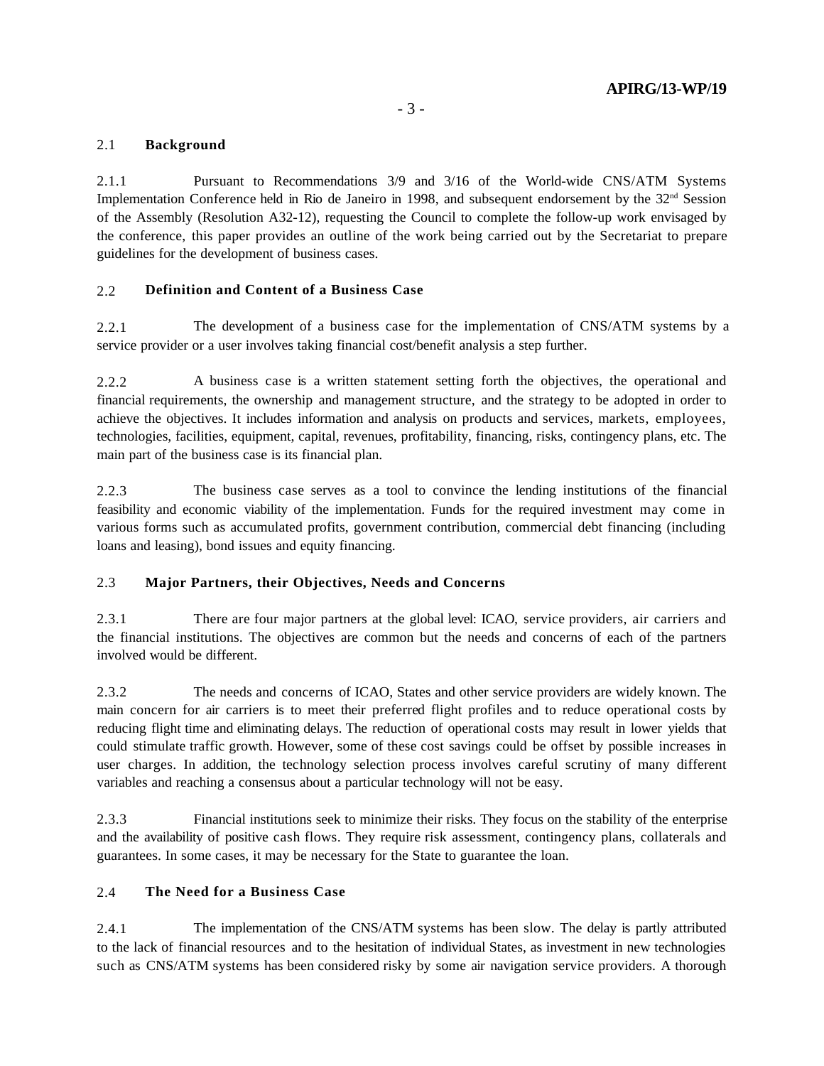### 2.1 **Background**

2.1.1 Pursuant to Recommendations 3/9 and 3/16 of the World-wide CNS/ATM Systems Implementation Conference held in Rio de Janeiro in 1998, and subsequent endorsement by the 32nd Session of the Assembly (Resolution A32-12), requesting the Council to complete the follow-up work envisaged by the conference, this paper provides an outline of the work being carried out by the Secretariat to prepare guidelines for the development of business cases.

### 2.2 **Definition and Content of a Business Case**

2.2.1 The development of a business case for the implementation of CNS/ATM systems by a service provider or a user involves taking financial cost/benefit analysis a step further.

2.2.2 A business case is a written statement setting forth the objectives, the operational and financial requirements, the ownership and management structure, and the strategy to be adopted in order to achieve the objectives. It includes information and analysis on products and services, markets, employees, technologies, facilities, equipment, capital, revenues, profitability, financing, risks, contingency plans, etc. The main part of the business case is its financial plan.

2.2.3 The business case serves as a tool to convince the lending institutions of the financial feasibility and economic viability of the implementation. Funds for the required investment may come in various forms such as accumulated profits, government contribution, commercial debt financing (including loans and leasing), bond issues and equity financing.

### 2.3 **Major Partners, their Objectives, Needs and Concerns**

2.3.1 There are four major partners at the global level: ICAO, service providers, air carriers and the financial institutions. The objectives are common but the needs and concerns of each of the partners involved would be different.

2.3.2 The needs and concerns of ICAO, States and other service providers are widely known. The main concern for air carriers is to meet their preferred flight profiles and to reduce operational costs by reducing flight time and eliminating delays. The reduction of operational costs may result in lower yields that could stimulate traffic growth. However, some of these cost savings could be offset by possible increases in user charges. In addition, the technology selection process involves careful scrutiny of many different variables and reaching a consensus about a particular technology will not be easy.

2.3.3 Financial institutions seek to minimize their risks. They focus on the stability of the enterprise and the availability of positive cash flows. They require risk assessment, contingency plans, collaterals and guarantees. In some cases, it may be necessary for the State to guarantee the loan.

### 2.4 **The Need for a Business Case**

2.4.1 The implementation of the CNS/ATM systems has been slow. The delay is partly attributed to the lack of financial resources and to the hesitation of individual States, as investment in new technologies such as CNS/ATM systems has been considered risky by some air navigation service providers. A thorough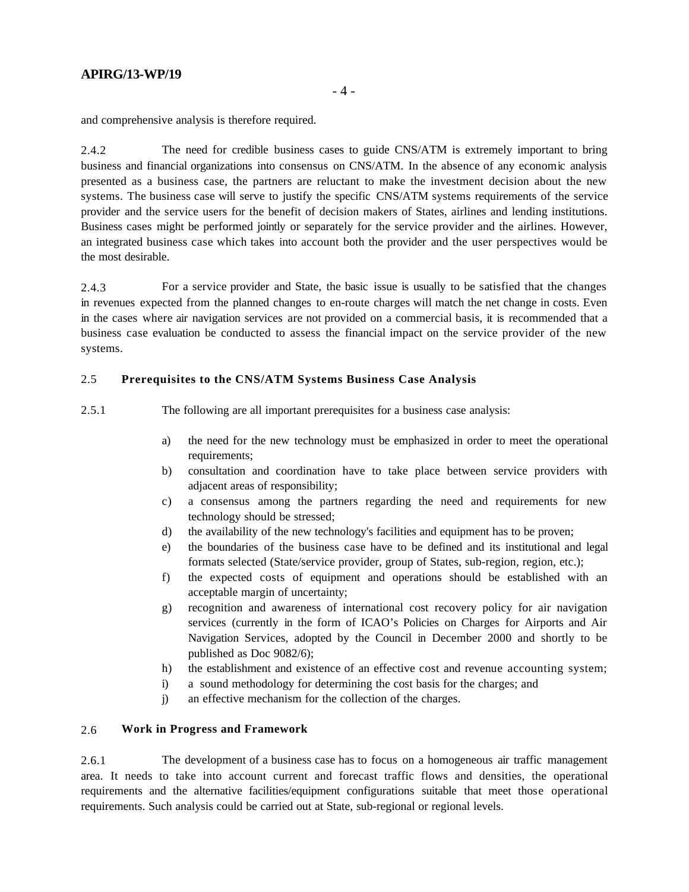and comprehensive analysis is therefore required.

2.4.2 The need for credible business cases to guide CNS/ATM is extremely important to bring business and financial organizations into consensus on CNS/ATM. In the absence of any economic analysis presented as a business case, the partners are reluctant to make the investment decision about the new systems. The business case will serve to justify the specific CNS/ATM systems requirements of the service provider and the service users for the benefit of decision makers of States, airlines and lending institutions. Business cases might be performed jointly or separately for the service provider and the airlines. However, an integrated business case which takes into account both the provider and the user perspectives would be the most desirable.

2.4.3 For a service provider and State, the basic issue is usually to be satisfied that the changes in revenues expected from the planned changes to en-route charges will match the net change in costs. Even in the cases where air navigation services are not provided on a commercial basis, it is recommended that a business case evaluation be conducted to assess the financial impact on the service provider of the new systems.

## 2.5 Prerequisites to the CNS/ATM Systems Business Case Analysis

2.5.1 The following are all important prerequisites for a business case analysis:

a) the need for the new technology must be emphasized in order to meet the operational requirements;
b) consultation and coordination have to take place between service providers with adjacent areas of responsibility;
c) a consensus among the partners regarding the need and requirements for new technology should be stressed;
d) the availability of the new technology's facilities and equipment has to be proven;
e) the boundaries of the business case have to be defined and its institutional and legal formats selected (State/service provider, group of States, sub-region, region, etc.);
f) the expected costs of equipment and operations should be established with an acceptable margin of uncertainty;
g) recognition and awareness of international cost recovery policy for air navigation services (currently in the form of ICAO's Policies on Charges for Airports and Air Navigation Services, adopted by the Council in December 2000 and shortly to be published as Doc 9082/6);
h) the establishment and existence of an effective cost and revenue accounting system;
i) a sound methodology for determining the cost basis for the charges; and
j) an effective mechanism for the collection of the charges.

## 2.6 Work in Progress and Framework

2.6.1 The development of a business case has to focus on a homogeneous air traffic management area. It needs to take into account current and forecast traffic flows and densities, the operational requirements and the alternative facilities/equipment configurations suitable that meet those operational requirements. Such analysis could be carried out at State, sub-regional or regional levels.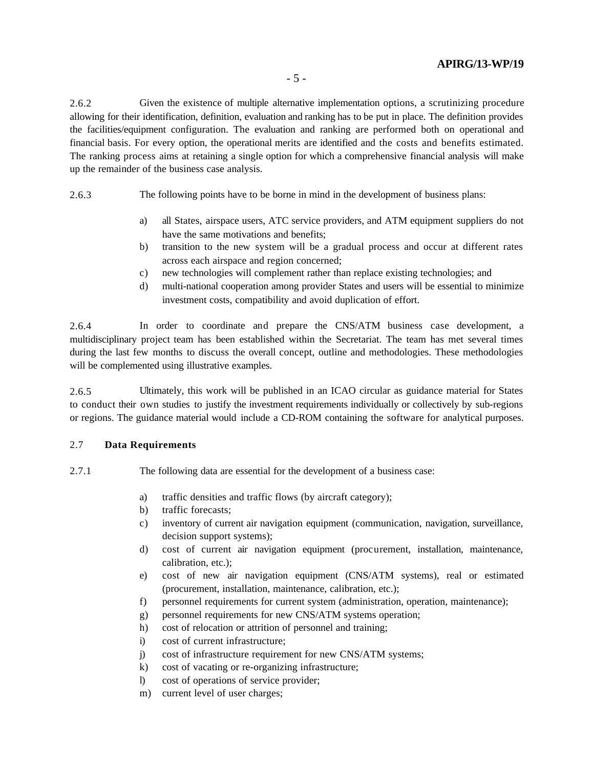2.6.2 Given the existence of multiple alternative implementation options, a scrutinizing procedure allowing for their identification, definition, evaluation and ranking has to be put in place. The definition provides the facilities/equipment configuration. The evaluation and ranking are performed both on operational and financial basis. For every option, the operational merits are identified and the costs and benefits estimated. The ranking process aims at retaining a single option for which a comprehensive financial analysis will make up the remainder of the business case analysis.

2.6.3 The following points have to be borne in mind in the development of business plans:

a) all States, airspace users, ATC service providers, and ATM equipment suppliers do not have the same motivations and benefits;
b) transition to the new system will be a gradual process and occur at different rates across each airspace and region concerned;
c) new technologies will complement rather than replace existing technologies; and
d) multi-national cooperation among provider States and users will be essential to minimize investment costs, compatibility and avoid duplication of effort.

2.6.4 In order to coordinate and prepare the CNS/ATM business case development, a multidisciplinary project team has been established within the Secretariat. The team has met several times during the last few months to discuss the overall concept, outline and methodologies. These methodologies will be complemented using illustrative examples.

2.6.5 Ultimately, this work will be published in an ICAO circular as guidance material for States to conduct their own studies to justify the investment requirements individually or collectively by sub-regions or regions. The guidance material would include a CD-ROM containing the software for analytical purposes.

## 2.7 Data Requirements

2.7.1 The following data are essential for the development of a business case:

a) traffic densities and traffic flows (by aircraft category);
b) traffic forecasts;
c) inventory of current air navigation equipment (communication, navigation, surveillance, decision support systems);
d) cost of current air navigation equipment (procurement, installation, maintenance, calibration, etc.);
e) cost of new air navigation equipment (CNS/ATM systems), real or estimated (procurement, installation, maintenance, calibration, etc.);
f) personnel requirements for current system (administration, operation, maintenance);
g) personnel requirements for new CNS/ATM systems operation;
h) cost of relocation or attrition of personnel and training;
i) cost of current infrastructure;
j) cost of infrastructure requirement for new CNS/ATM systems;
k) cost of vacating or re-organizing infrastructure;
l) cost of operations of service provider;
m) current level of user charges;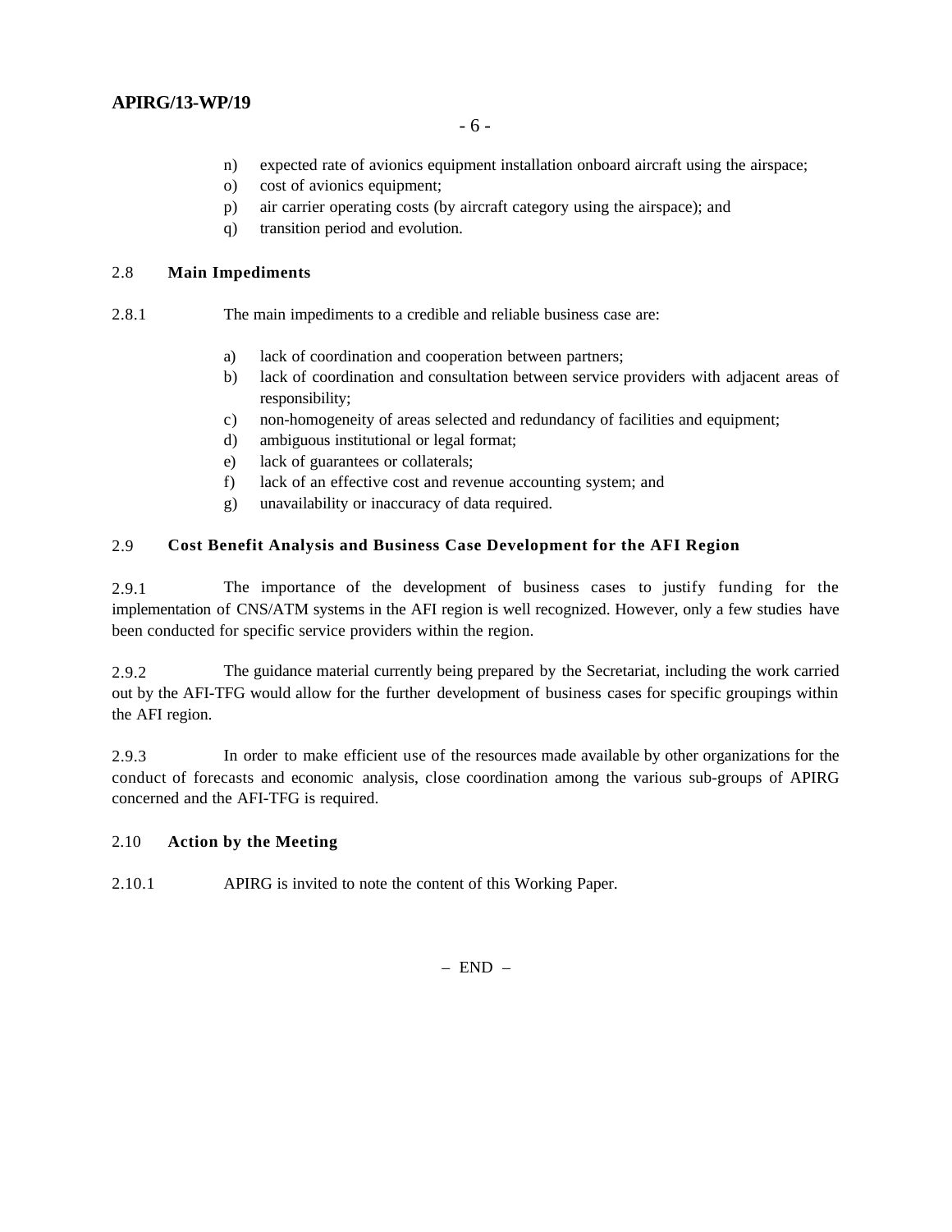n) expected rate of avionics equipment installation onboard aircraft using the airspace;
o) cost of avionics equipment;
p) air carrier operating costs (by aircraft category using the airspace); and
q) transition period and evolution.

## 2.8 Main Impediments

2.8.1 The main impediments to a credible and reliable business case are:

a) lack of coordination and cooperation between partners;
b) lack of coordination and consultation between service providers with adjacent areas of responsibility;
c) non-homogeneity of areas selected and redundancy of facilities and equipment;
d) ambiguous institutional or legal format;
e) lack of guarantees or collaterals;
f) lack of an effective cost and revenue accounting system; and
g) unavailability or inaccuracy of data required.

## 2.9 Cost Benefit Analysis and Business Case Development for the AFI Region

2.9.1 The importance of the development of business cases to justify funding for the implementation of CNS/ATM systems in the AFI region is well recognized. However, only a few studies have been conducted for specific service providers within the region.

2.9.2 The guidance material currently being prepared by the Secretariat, including the work carried out by the AFI-TFG would allow for the further development of business cases for specific groupings within the AFI region.

2.9.3 In order to make efficient use of the resources made available by other organizations for the conduct of forecasts and economic analysis, close coordination among the various sub-groups of APIRG concerned and the AFI-TFG is required.

## 2.10 Action by the Meeting

2.10.1 APIRG is invited to note the content of this Working Paper.

– END –